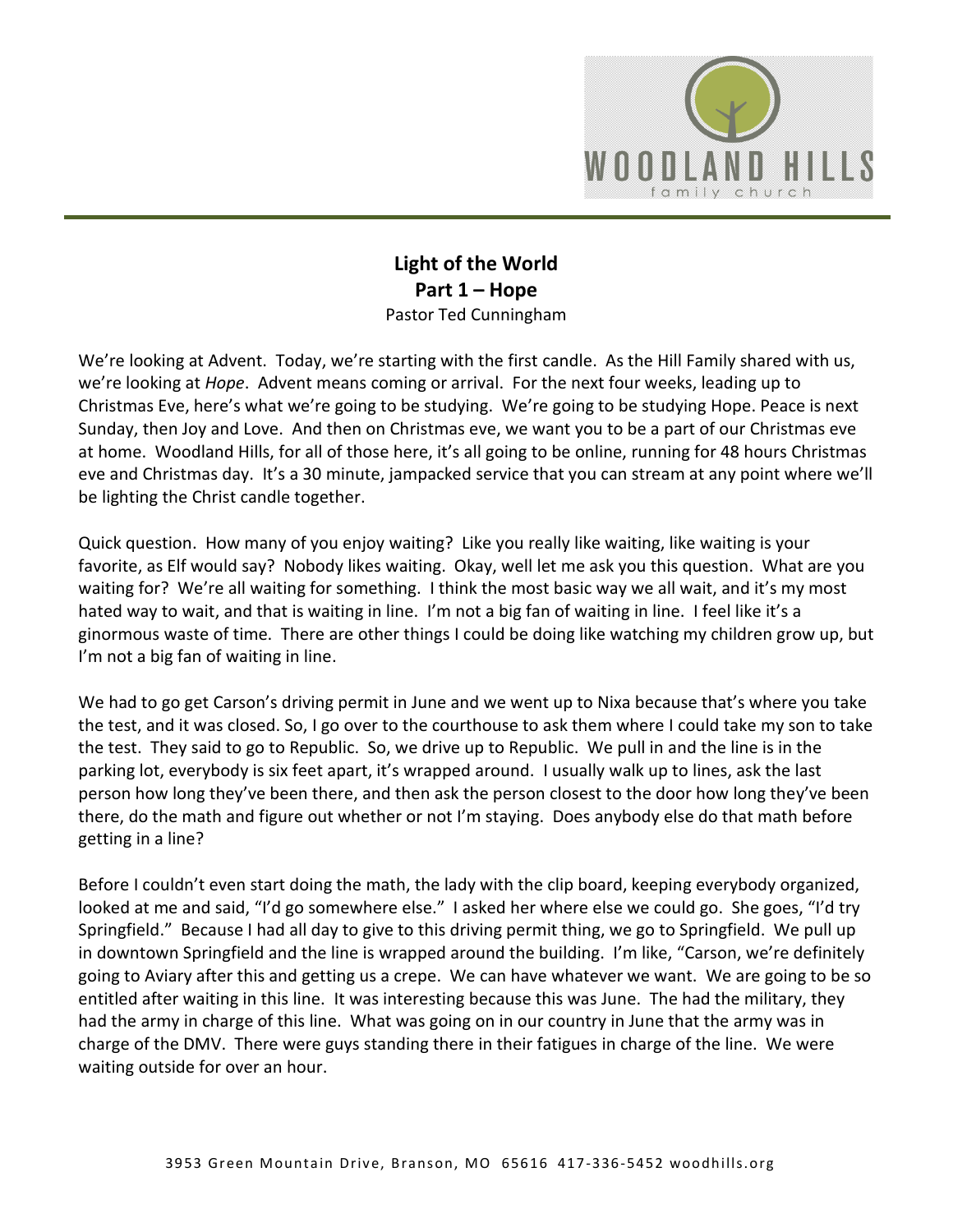# Light of the World
## Part 1 – Hope
Pastor Ted Cunningham

We're looking at Advent. Today, we're starting with the first candle. As the Hill Family shared with us, we're looking at *Hope*. Advent means coming or arrival. For the next four weeks, leading up to Christmas Eve, here's what we're going to be studying. We're going to be studying Hope. Peace is next Sunday, then Joy and Love. And then on Christmas eve, we want you to be a part of our Christmas eve at home. Woodland Hills, for all of those here, it's all going to be online, running for 48 hours Christmas eve and Christmas day. It's a 30 minute, jampacked service that you can stream at any point where we'll be lighting the Christ candle together.

Quick question. How many of you enjoy waiting? Like you really like waiting, like waiting is your favorite, as Elf would say? Nobody likes waiting. Okay, well let me ask you this question. What are you waiting for? We're all waiting for something. I think the most basic way we all wait, and it's my most hated way to wait, and that is waiting in line. I'm not a big fan of waiting in line. I feel like it's a ginormous waste of time. There are other things I could be doing like watching my children grow up, but I'm not a big fan of waiting in line.

We had to go get Carson's driving permit in June and we went up to Nixa because that's where you take the test, and it was closed. So, I go over to the courthouse to ask them where I could take my son to take the test. They said to go to Republic. So, we drive up to Republic. We pull in and the line is in the parking lot, everybody is six feet apart, it's wrapped around. I usually walk up to lines, ask the last person how long they've been there, and then ask the person closest to the door how long they've been there, do the math and figure out whether or not I'm staying. Does anybody else do that math before getting in a line?

Before I couldn't even start doing the math, the lady with the clip board, keeping everybody organized, looked at me and said, "I'd go somewhere else." I asked her where else we could go. She goes, "I'd try Springfield." Because I had all day to give to this driving permit thing, we go to Springfield. We pull up in downtown Springfield and the line is wrapped around the building. I'm like, "Carson, we're definitely going to Aviary after this and getting us a crepe. We can have whatever we want. We are going to be so entitled after waiting in this line. It was interesting because this was June. The had the military, they had the army in charge of this line. What was going on in our country in June that the army was in charge of the DMV. There were guys standing there in their fatigues in charge of the line. We were waiting outside for over an hour.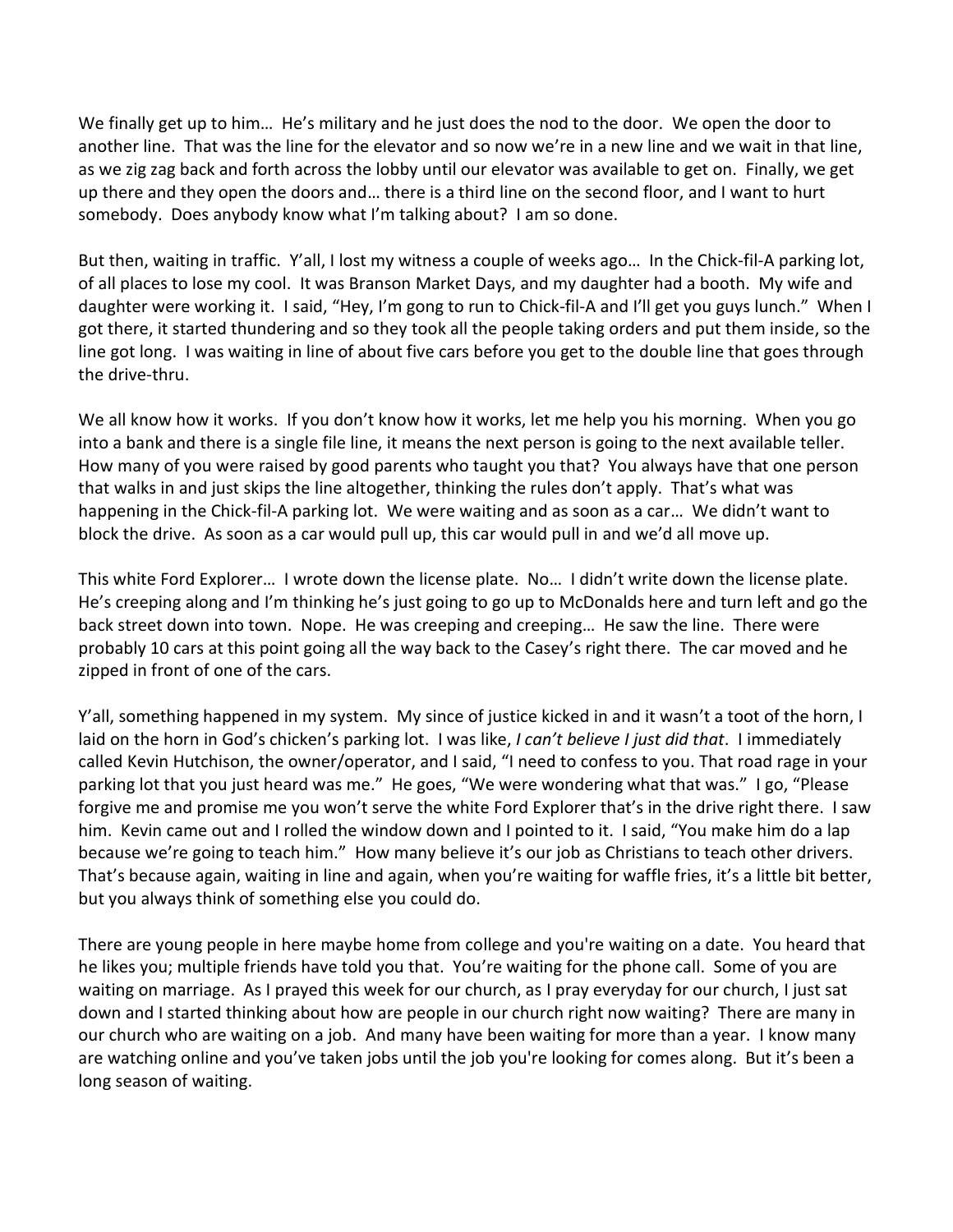We finally get up to him… He's military and he just does the nod to the door. We open the door to another line. That was the line for the elevator and so now we're in a new line and we wait in that line, as we zig zag back and forth across the lobby until our elevator was available to get on. Finally, we get up there and they open the doors and… there is a third line on the second floor, and I want to hurt somebody. Does anybody know what I'm talking about? I am so done.

But then, waiting in traffic. Y'all, I lost my witness a couple of weeks ago… In the Chick-fil-A parking lot, of all places to lose my cool. It was Branson Market Days, and my daughter had a booth. My wife and daughter were working it. I said, "Hey, I'm gong to run to Chick-fil-A and I'll get you guys lunch." When I got there, it started thundering and so they took all the people taking orders and put them inside, so the line got long. I was waiting in line of about five cars before you get to the double line that goes through the drive-thru.

We all know how it works. If you don't know how it works, let me help you his morning. When you go into a bank and there is a single file line, it means the next person is going to the next available teller. How many of you were raised by good parents who taught you that? You always have that one person that walks in and just skips the line altogether, thinking the rules don't apply. That's what was happening in the Chick-fil-A parking lot. We were waiting and as soon as a car… We didn't want to block the drive. As soon as a car would pull up, this car would pull in and we'd all move up.

This white Ford Explorer… I wrote down the license plate. No… I didn't write down the license plate. He's creeping along and I'm thinking he's just going to go up to McDonalds here and turn left and go the back street down into town. Nope. He was creeping and creeping… He saw the line. There were probably 10 cars at this point going all the way back to the Casey's right there. The car moved and he zipped in front of one of the cars.

Y'all, something happened in my system. My since of justice kicked in and it wasn't a toot of the horn, I laid on the horn in God's chicken's parking lot. I was like, *I can't believe I just did that*. I immediately called Kevin Hutchison, the owner/operator, and I said, "I need to confess to you. That road rage in your parking lot that you just heard was me." He goes, "We were wondering what that was." I go, "Please forgive me and promise me you won't serve the white Ford Explorer that's in the drive right there. I saw him. Kevin came out and I rolled the window down and I pointed to it. I said, "You make him do a lap because we're going to teach him." How many believe it's our job as Christians to teach other drivers. That's because again, waiting in line and again, when you're waiting for waffle fries, it's a little bit better, but you always think of something else you could do.

There are young people in here maybe home from college and you're waiting on a date. You heard that he likes you; multiple friends have told you that. You're waiting for the phone call. Some of you are waiting on marriage. As I prayed this week for our church, as I pray everyday for our church, I just sat down and I started thinking about how are people in our church right now waiting? There are many in our church who are waiting on a job. And many have been waiting for more than a year. I know many are watching online and you've taken jobs until the job you're looking for comes along. But it's been a long season of waiting.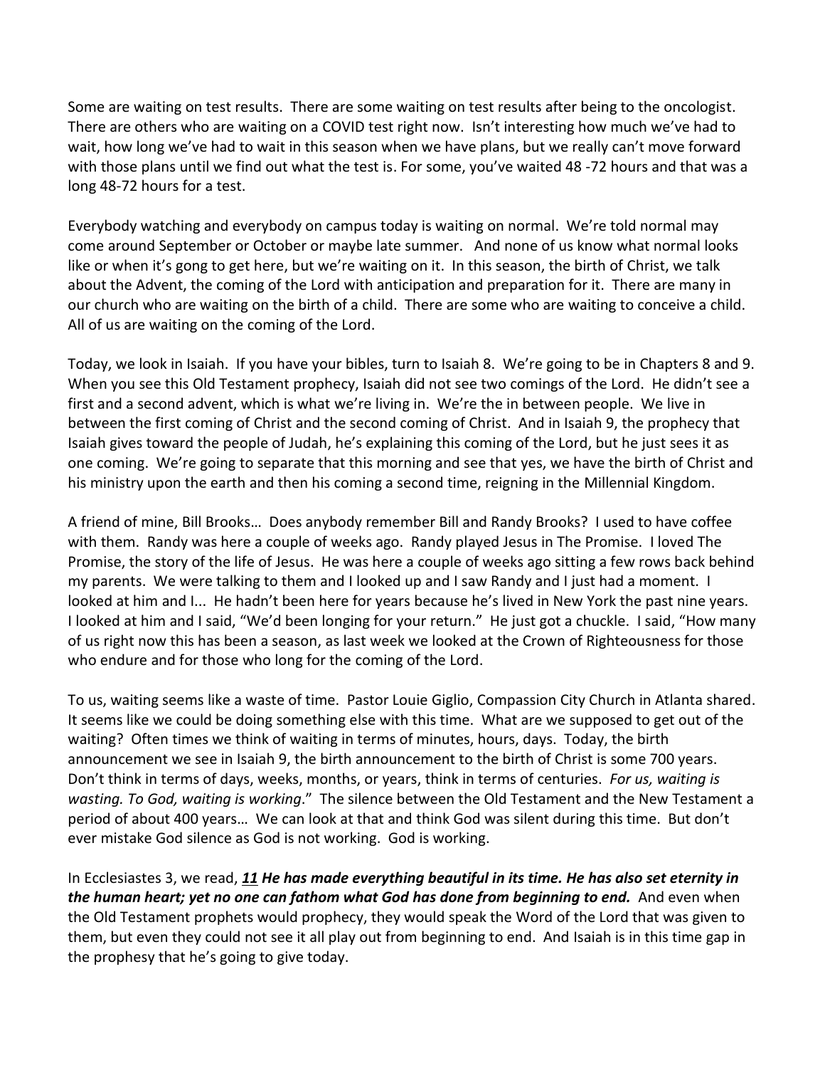Some are waiting on test results. There are some waiting on test results after being to the oncologist. There are others who are waiting on a COVID test right now. Isn't interesting how much we've had to wait, how long we've had to wait in this season when we have plans, but we really can't move forward with those plans until we find out what the test is. For some, you've waited 48 -72 hours and that was a long 48-72 hours for a test.

Everybody watching and everybody on campus today is waiting on normal. We're told normal may come around September or October or maybe late summer. And none of us know what normal looks like or when it's gong to get here, but we're waiting on it. In this season, the birth of Christ, we talk about the Advent, the coming of the Lord with anticipation and preparation for it. There are many in our church who are waiting on the birth of a child. There are some who are waiting to conceive a child. All of us are waiting on the coming of the Lord.

Today, we look in Isaiah. If you have your bibles, turn to Isaiah 8. We're going to be in Chapters 8 and 9. When you see this Old Testament prophecy, Isaiah did not see two comings of the Lord. He didn't see a first and a second advent, which is what we're living in. We're the in between people. We live in between the first coming of Christ and the second coming of Christ. And in Isaiah 9, the prophecy that Isaiah gives toward the people of Judah, he's explaining this coming of the Lord, but he just sees it as one coming. We're going to separate that this morning and see that yes, we have the birth of Christ and his ministry upon the earth and then his coming a second time, reigning in the Millennial Kingdom.

A friend of mine, Bill Brooks… Does anybody remember Bill and Randy Brooks? I used to have coffee with them. Randy was here a couple of weeks ago. Randy played Jesus in The Promise. I loved The Promise, the story of the life of Jesus. He was here a couple of weeks ago sitting a few rows back behind my parents. We were talking to them and I looked up and I saw Randy and I just had a moment. I looked at him and I... He hadn't been here for years because he's lived in New York the past nine years. I looked at him and I said, "We'd been longing for your return." He just got a chuckle. I said, "How many of us right now this has been a season, as last week we looked at the Crown of Righteousness for those who endure and for those who long for the coming of the Lord.

To us, waiting seems like a waste of time. Pastor Louie Giglio, Compassion City Church in Atlanta shared. It seems like we could be doing something else with this time. What are we supposed to get out of the waiting? Often times we think of waiting in terms of minutes, hours, days. Today, the birth announcement we see in Isaiah 9, the birth announcement to the birth of Christ is some 700 years. Don't think in terms of days, weeks, months, or years, think in terms of centuries. *For us, waiting is wasting. To God, waiting is working*." The silence between the Old Testament and the New Testament a period of about 400 years… We can look at that and think God was silent during this time. But don't ever mistake God silence as God is not working. God is working.

In Ecclesiastes 3, we read, ***11 He has made everything beautiful in its time. He has also set eternity in the human heart; yet no one can fathom what God has done from beginning to end.*** And even when the Old Testament prophets would prophecy, they would speak the Word of the Lord that was given to them, but even they could not see it all play out from beginning to end. And Isaiah is in this time gap in the prophesy that he's going to give today.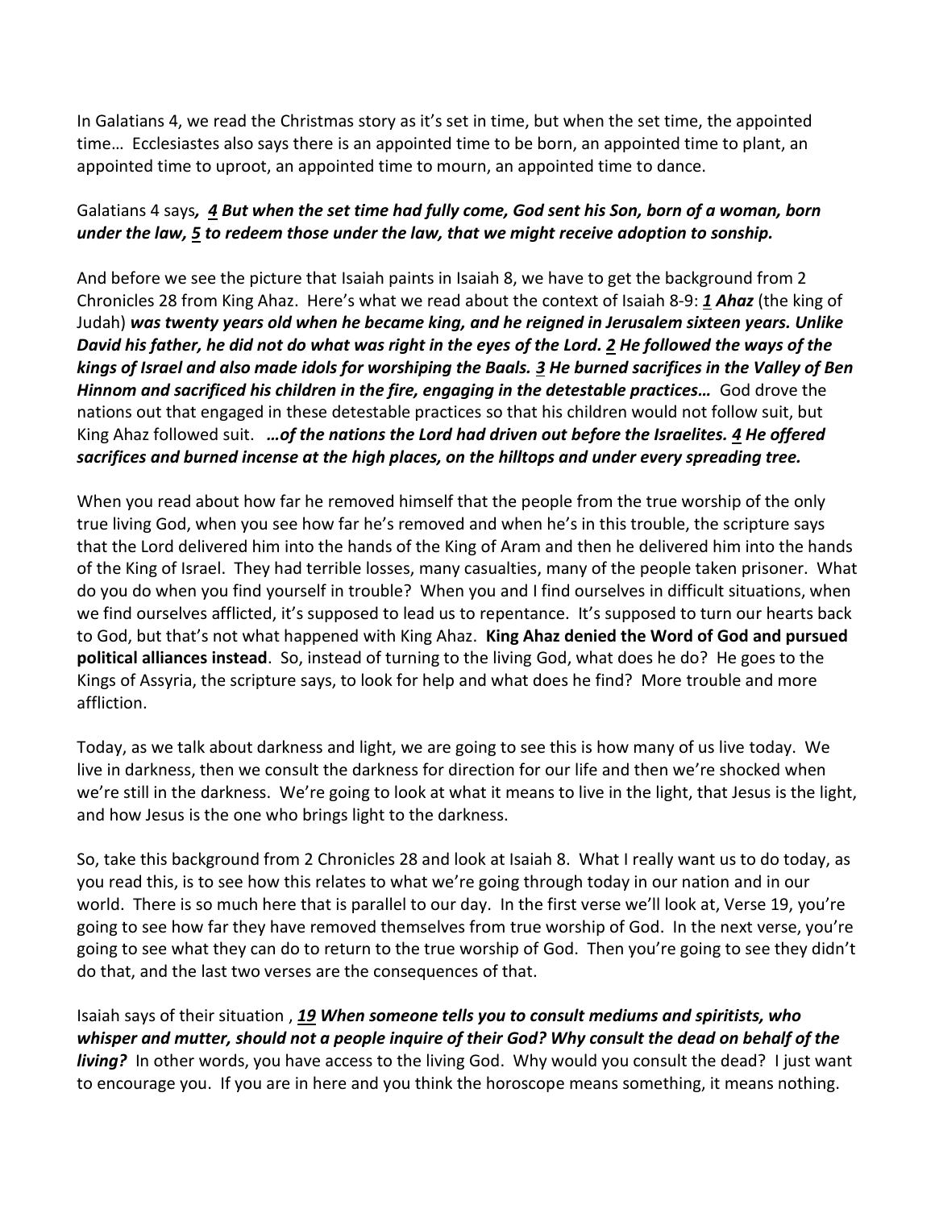In Galatians 4, we read the Christmas story as it's set in time, but when the set time, the appointed time… Ecclesiastes also says there is an appointed time to be born, an appointed time to plant, an appointed time to uproot, an appointed time to mourn, an appointed time to dance.

Galatians 4 says***, 4 But when the set time had fully come, God sent his Son, born of a woman, born under the law, 5 to redeem those under the law, that we might receive adoption to sonship.***

And before we see the picture that Isaiah paints in Isaiah 8, we have to get the background from 2 Chronicles 28 from King Ahaz. Here's what we read about the context of Isaiah 8-9: ***1 Ahaz*** (the king of Judah) ***was twenty years old when he became king, and he reigned in Jerusalem sixteen years. Unlike David his father, he did not do what was right in the eyes of the Lord. 2 He followed the ways of the kings of Israel and also made idols for worshiping the Baals. 3 He burned sacrifices in the Valley of Ben Hinnom and sacrificed his children in the fire, engaging in the detestable practices…*** God drove the nations out that engaged in these detestable practices so that his children would not follow suit, but King Ahaz followed suit. ***…of the nations the Lord had driven out before the Israelites. 4 He offered sacrifices and burned incense at the high places, on the hilltops and under every spreading tree.***

When you read about how far he removed himself that the people from the true worship of the only true living God, when you see how far he's removed and when he's in this trouble, the scripture says that the Lord delivered him into the hands of the King of Aram and then he delivered him into the hands of the King of Israel. They had terrible losses, many casualties, many of the people taken prisoner. What do you do when you find yourself in trouble? When you and I find ourselves in difficult situations, when we find ourselves afflicted, it's supposed to lead us to repentance. It's supposed to turn our hearts back to God, but that's not what happened with King Ahaz. **King Ahaz denied the Word of God and pursued political alliances instead**. So, instead of turning to the living God, what does he do? He goes to the Kings of Assyria, the scripture says, to look for help and what does he find? More trouble and more affliction.

Today, as we talk about darkness and light, we are going to see this is how many of us live today. We live in darkness, then we consult the darkness for direction for our life and then we're shocked when we're still in the darkness. We're going to look at what it means to live in the light, that Jesus is the light, and how Jesus is the one who brings light to the darkness.

So, take this background from 2 Chronicles 28 and look at Isaiah 8. What I really want us to do today, as you read this, is to see how this relates to what we're going through today in our nation and in our world. There is so much here that is parallel to our day. In the first verse we'll look at, Verse 19, you're going to see how far they have removed themselves from true worship of God. In the next verse, you're going to see what they can do to return to the true worship of God. Then you're going to see they didn't do that, and the last two verses are the consequences of that.

Isaiah says of their situation , ***19 When someone tells you to consult mediums and spiritists, who whisper and mutter, should not a people inquire of their God? Why consult the dead on behalf of the living?*** In other words, you have access to the living God. Why would you consult the dead? I just want to encourage you. If you are in here and you think the horoscope means something, it means nothing.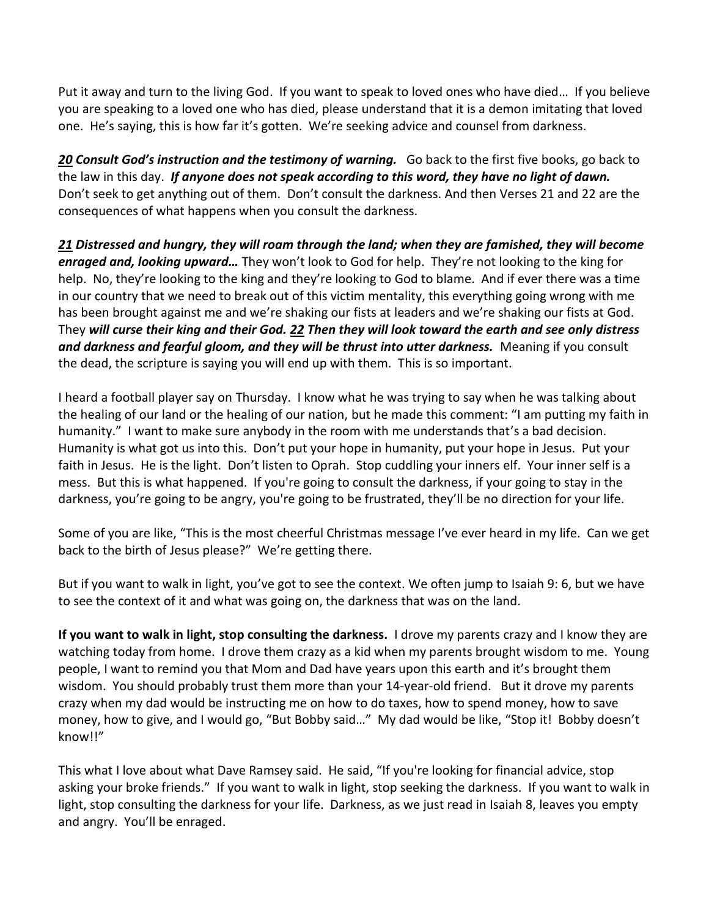Put it away and turn to the living God. If you want to speak to loved ones who have died… If you believe you are speaking to a loved one who has died, please understand that it is a demon imitating that loved one. He's saying, this is how far it's gotten. We're seeking advice and counsel from darkness.

***20*** ***Consult God's instruction and the testimony of warning.*** Go back to the first five books, go back to the law in this day. ***If anyone does not speak according to this word, they have no light of dawn.*** Don't seek to get anything out of them. Don't consult the darkness. And then Verses 21 and 22 are the consequences of what happens when you consult the darkness.

***21*** ***Distressed and hungry, they will roam through the land; when they are famished, they will become enraged and, looking upward…*** They won't look to God for help. They're not looking to the king for help. No, they're looking to the king and they're looking to God to blame. And if ever there was a time in our country that we need to break out of this victim mentality, this everything going wrong with me has been brought against me and we're shaking our fists at leaders and we're shaking our fists at God. They ***will curse their king and their God.*** ***22*** ***Then they will look toward the earth and see only distress and darkness and fearful gloom, and they will be thrust into utter darkness.*** Meaning if you consult the dead, the scripture is saying you will end up with them. This is so important.

I heard a football player say on Thursday. I know what he was trying to say when he was talking about the healing of our land or the healing of our nation, but he made this comment: "I am putting my faith in humanity." I want to make sure anybody in the room with me understands that's a bad decision. Humanity is what got us into this. Don't put your hope in humanity, put your hope in Jesus. Put your faith in Jesus. He is the light. Don't listen to Oprah. Stop cuddling your inners elf. Your inner self is a mess. But this is what happened. If you're going to consult the darkness, if your going to stay in the darkness, you're going to be angry, you're going to be frustrated, they'll be no direction for your life.

Some of you are like, "This is the most cheerful Christmas message I've ever heard in my life. Can we get back to the birth of Jesus please?" We're getting there.

But if you want to walk in light, you've got to see the context. We often jump to Isaiah 9: 6, but we have to see the context of it and what was going on, the darkness that was on the land.

**If you want to walk in light, stop consulting the darkness.** I drove my parents crazy and I know they are watching today from home. I drove them crazy as a kid when my parents brought wisdom to me. Young people, I want to remind you that Mom and Dad have years upon this earth and it's brought them wisdom. You should probably trust them more than your 14-year-old friend. But it drove my parents crazy when my dad would be instructing me on how to do taxes, how to spend money, how to save money, how to give, and I would go, "But Bobby said…" My dad would be like, "Stop it! Bobby doesn't know!!"

This what I love about what Dave Ramsey said. He said, "If you're looking for financial advice, stop asking your broke friends." If you want to walk in light, stop seeking the darkness. If you want to walk in light, stop consulting the darkness for your life. Darkness, as we just read in Isaiah 8, leaves you empty and angry. You'll be enraged.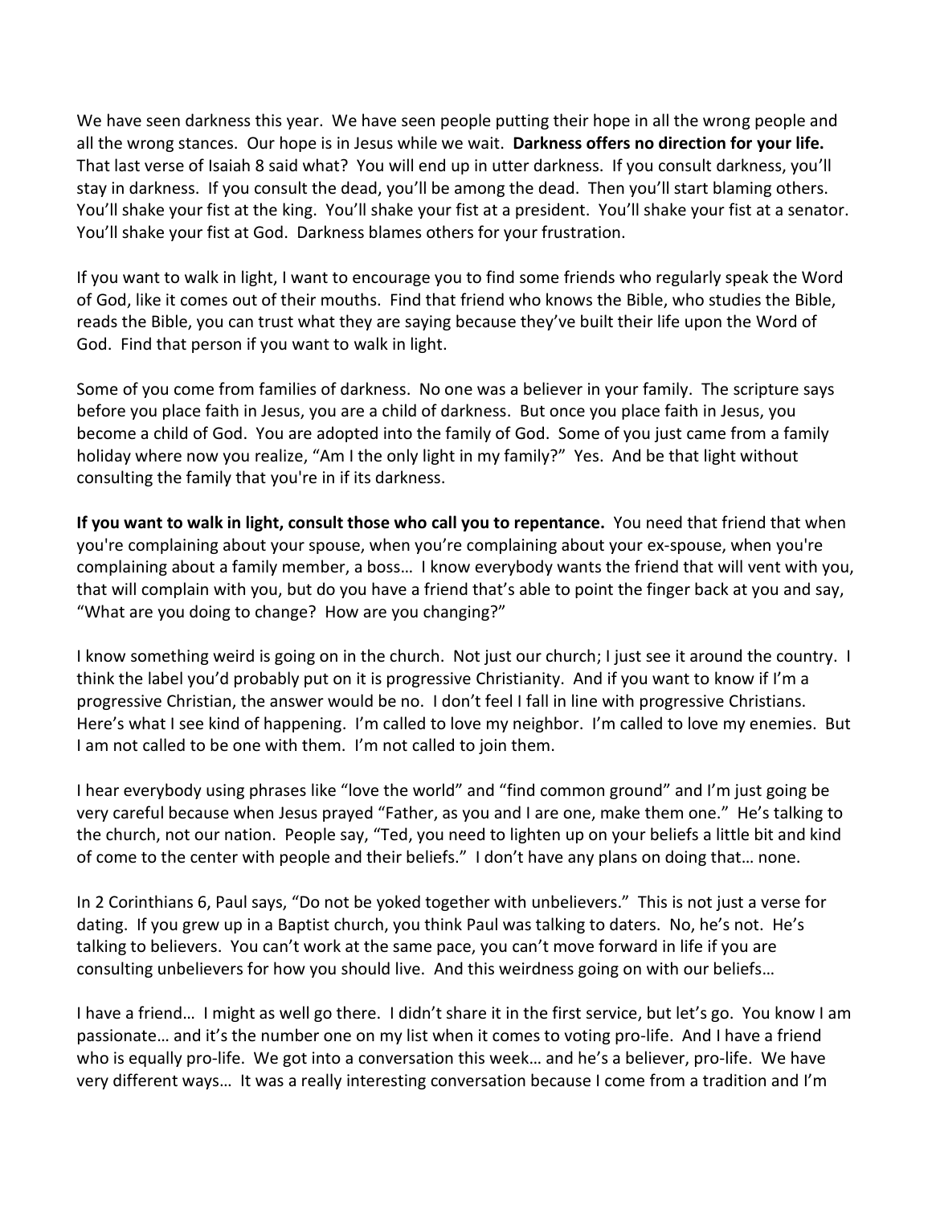We have seen darkness this year. We have seen people putting their hope in all the wrong people and all the wrong stances. Our hope is in Jesus while we wait. **Darkness offers no direction for your life.** That last verse of Isaiah 8 said what? You will end up in utter darkness. If you consult darkness, you'll stay in darkness. If you consult the dead, you'll be among the dead. Then you'll start blaming others. You'll shake your fist at the king. You'll shake your fist at a president. You'll shake your fist at a senator. You'll shake your fist at God. Darkness blames others for your frustration.

If you want to walk in light, I want to encourage you to find some friends who regularly speak the Word of God, like it comes out of their mouths. Find that friend who knows the Bible, who studies the Bible, reads the Bible, you can trust what they are saying because they've built their life upon the Word of God. Find that person if you want to walk in light.

Some of you come from families of darkness. No one was a believer in your family. The scripture says before you place faith in Jesus, you are a child of darkness. But once you place faith in Jesus, you become a child of God. You are adopted into the family of God. Some of you just came from a family holiday where now you realize, "Am I the only light in my family?" Yes. And be that light without consulting the family that you're in if its darkness.

**If you want to walk in light, consult those who call you to repentance.** You need that friend that when you're complaining about your spouse, when you're complaining about your ex-spouse, when you're complaining about a family member, a boss… I know everybody wants the friend that will vent with you, that will complain with you, but do you have a friend that's able to point the finger back at you and say, "What are you doing to change? How are you changing?"

I know something weird is going on in the church. Not just our church; I just see it around the country. I think the label you'd probably put on it is progressive Christianity. And if you want to know if I'm a progressive Christian, the answer would be no. I don't feel I fall in line with progressive Christians. Here's what I see kind of happening. I'm called to love my neighbor. I'm called to love my enemies. But I am not called to be one with them. I'm not called to join them.

I hear everybody using phrases like "love the world" and "find common ground" and I'm just going be very careful because when Jesus prayed "Father, as you and I are one, make them one." He's talking to the church, not our nation. People say, "Ted, you need to lighten up on your beliefs a little bit and kind of come to the center with people and their beliefs." I don't have any plans on doing that… none.

In 2 Corinthians 6, Paul says, "Do not be yoked together with unbelievers." This is not just a verse for dating. If you grew up in a Baptist church, you think Paul was talking to daters. No, he's not. He's talking to believers. You can't work at the same pace, you can't move forward in life if you are consulting unbelievers for how you should live. And this weirdness going on with our beliefs…

I have a friend… I might as well go there. I didn't share it in the first service, but let's go. You know I am passionate… and it's the number one on my list when it comes to voting pro-life. And I have a friend who is equally pro-life. We got into a conversation this week… and he's a believer, pro-life. We have very different ways… It was a really interesting conversation because I come from a tradition and I'm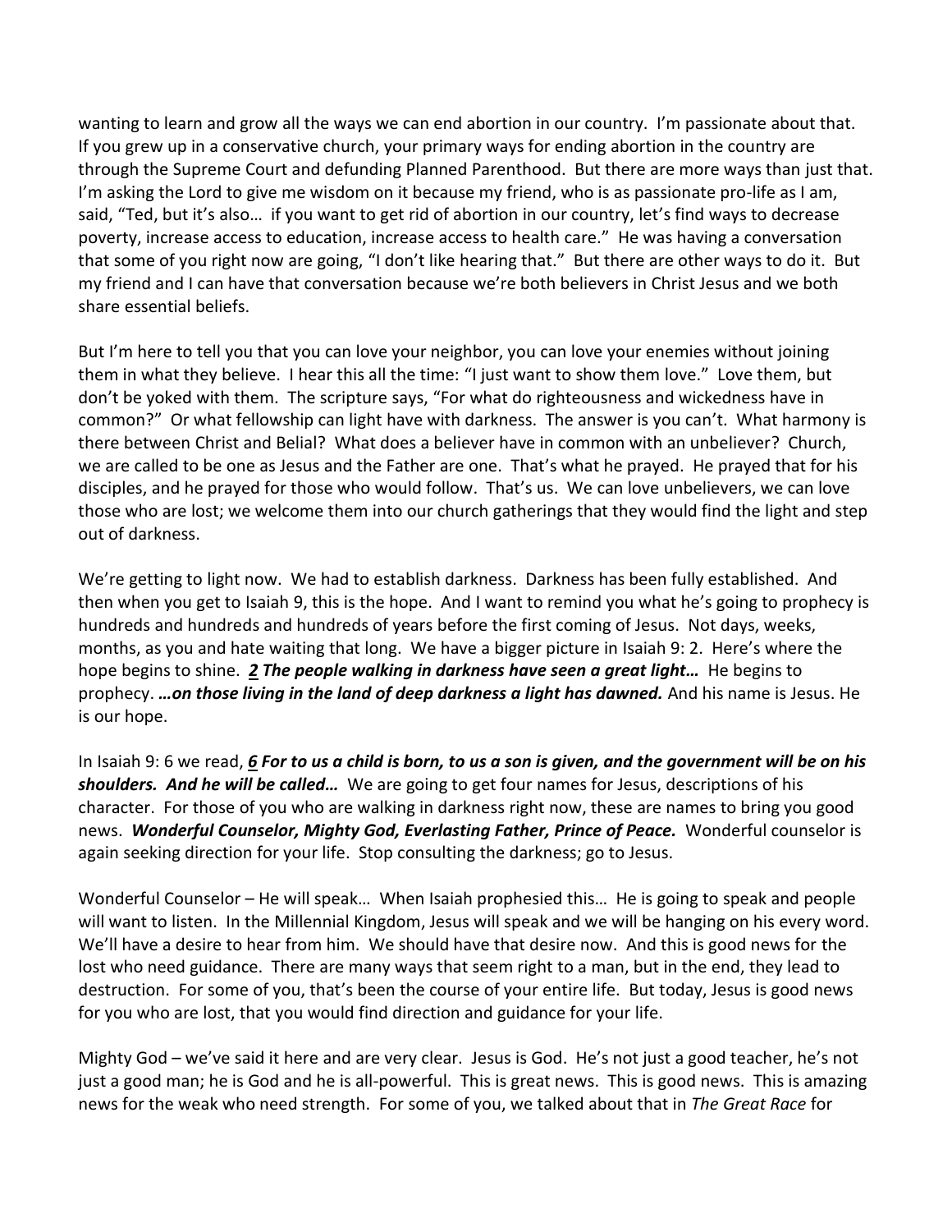wanting to learn and grow all the ways we can end abortion in our country. I'm passionate about that. If you grew up in a conservative church, your primary ways for ending abortion in the country are through the Supreme Court and defunding Planned Parenthood. But there are more ways than just that. I'm asking the Lord to give me wisdom on it because my friend, who is as passionate pro-life as I am, said, "Ted, but it's also… if you want to get rid of abortion in our country, let's find ways to decrease poverty, increase access to education, increase access to health care." He was having a conversation that some of you right now are going, "I don't like hearing that." But there are other ways to do it. But my friend and I can have that conversation because we're both believers in Christ Jesus and we both share essential beliefs.

But I'm here to tell you that you can love your neighbor, you can love your enemies without joining them in what they believe. I hear this all the time: "I just want to show them love." Love them, but don't be yoked with them. The scripture says, "For what do righteousness and wickedness have in common?" Or what fellowship can light have with darkness. The answer is you can't. What harmony is there between Christ and Belial? What does a believer have in common with an unbeliever? Church, we are called to be one as Jesus and the Father are one. That's what he prayed. He prayed that for his disciples, and he prayed for those who would follow. That's us. We can love unbelievers, we can love those who are lost; we welcome them into our church gatherings that they would find the light and step out of darkness.

We're getting to light now. We had to establish darkness. Darkness has been fully established. And then when you get to Isaiah 9, this is the hope. And I want to remind you what he's going to prophecy is hundreds and hundreds and hundreds of years before the first coming of Jesus. Not days, weeks, months, as you and hate waiting that long. We have a bigger picture in Isaiah 9: 2. Here's where the hope begins to shine. ***2 The people walking in darkness have seen a great light…*** He begins to prophecy. ***…on those living in the land of deep darkness a light has dawned.*** And his name is Jesus. He is our hope.

In Isaiah 9: 6 we read, ***6 For to us a child is born, to us a son is given, and the government will be on his shoulders. And he will be called…*** We are going to get four names for Jesus, descriptions of his character. For those of you who are walking in darkness right now, these are names to bring you good news. ***Wonderful Counselor, Mighty God, Everlasting Father, Prince of Peace.*** Wonderful counselor is again seeking direction for your life. Stop consulting the darkness; go to Jesus.

Wonderful Counselor – He will speak… When Isaiah prophesied this… He is going to speak and people will want to listen. In the Millennial Kingdom, Jesus will speak and we will be hanging on his every word. We'll have a desire to hear from him. We should have that desire now. And this is good news for the lost who need guidance. There are many ways that seem right to a man, but in the end, they lead to destruction. For some of you, that's been the course of your entire life. But today, Jesus is good news for you who are lost, that you would find direction and guidance for your life.

Mighty God – we've said it here and are very clear. Jesus is God. He's not just a good teacher, he's not just a good man; he is God and he is all-powerful. This is great news. This is good news. This is amazing news for the weak who need strength. For some of you, we talked about that in *The Great Race* for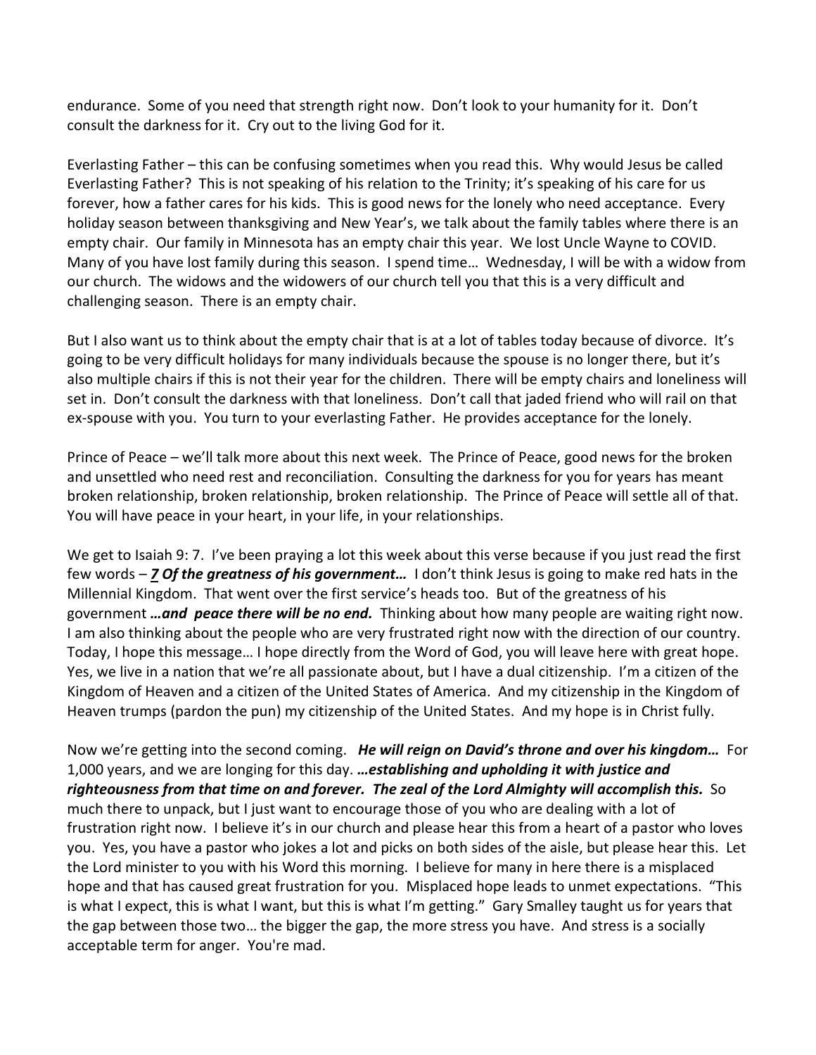endurance. Some of you need that strength right now. Don't look to your humanity for it. Don't consult the darkness for it. Cry out to the living God for it.

Everlasting Father – this can be confusing sometimes when you read this. Why would Jesus be called Everlasting Father? This is not speaking of his relation to the Trinity; it's speaking of his care for us forever, how a father cares for his kids. This is good news for the lonely who need acceptance. Every holiday season between thanksgiving and New Year's, we talk about the family tables where there is an empty chair. Our family in Minnesota has an empty chair this year. We lost Uncle Wayne to COVID. Many of you have lost family during this season. I spend time… Wednesday, I will be with a widow from our church. The widows and the widowers of our church tell you that this is a very difficult and challenging season. There is an empty chair.

But I also want us to think about the empty chair that is at a lot of tables today because of divorce. It's going to be very difficult holidays for many individuals because the spouse is no longer there, but it's also multiple chairs if this is not their year for the children. There will be empty chairs and loneliness will set in. Don't consult the darkness with that loneliness. Don't call that jaded friend who will rail on that ex-spouse with you. You turn to your everlasting Father. He provides acceptance for the lonely.

Prince of Peace – we'll talk more about this next week. The Prince of Peace, good news for the broken and unsettled who need rest and reconciliation. Consulting the darkness for you for years has meant broken relationship, broken relationship, broken relationship. The Prince of Peace will settle all of that. You will have peace in your heart, in your life, in your relationships.

We get to Isaiah 9: 7. I've been praying a lot this week about this verse because if you just read the first few words – ***<u>7</u> Of the greatness of his government…*** I don't think Jesus is going to make red hats in the Millennial Kingdom. That went over the first service's heads too. But of the greatness of his government ***…and peace there will be no end.*** Thinking about how many people are waiting right now. I am also thinking about the people who are very frustrated right now with the direction of our country. Today, I hope this message… I hope directly from the Word of God, you will leave here with great hope. Yes, we live in a nation that we're all passionate about, but I have a dual citizenship. I'm a citizen of the Kingdom of Heaven and a citizen of the United States of America. And my citizenship in the Kingdom of Heaven trumps (pardon the pun) my citizenship of the United States. And my hope is in Christ fully.

Now we're getting into the second coming. ***He will reign on David's throne and over his kingdom…*** For 1,000 years, and we are longing for this day. ***…establishing and upholding it with justice and righteousness from that time on and forever. The zeal of the Lord Almighty will accomplish this.*** So much there to unpack, but I just want to encourage those of you who are dealing with a lot of frustration right now. I believe it's in our church and please hear this from a heart of a pastor who loves you. Yes, you have a pastor who jokes a lot and picks on both sides of the aisle, but please hear this. Let the Lord minister to you with his Word this morning. I believe for many in here there is a misplaced hope and that has caused great frustration for you. Misplaced hope leads to unmet expectations. "This is what I expect, this is what I want, but this is what I'm getting." Gary Smalley taught us for years that the gap between those two… the bigger the gap, the more stress you have. And stress is a socially acceptable term for anger. You're mad.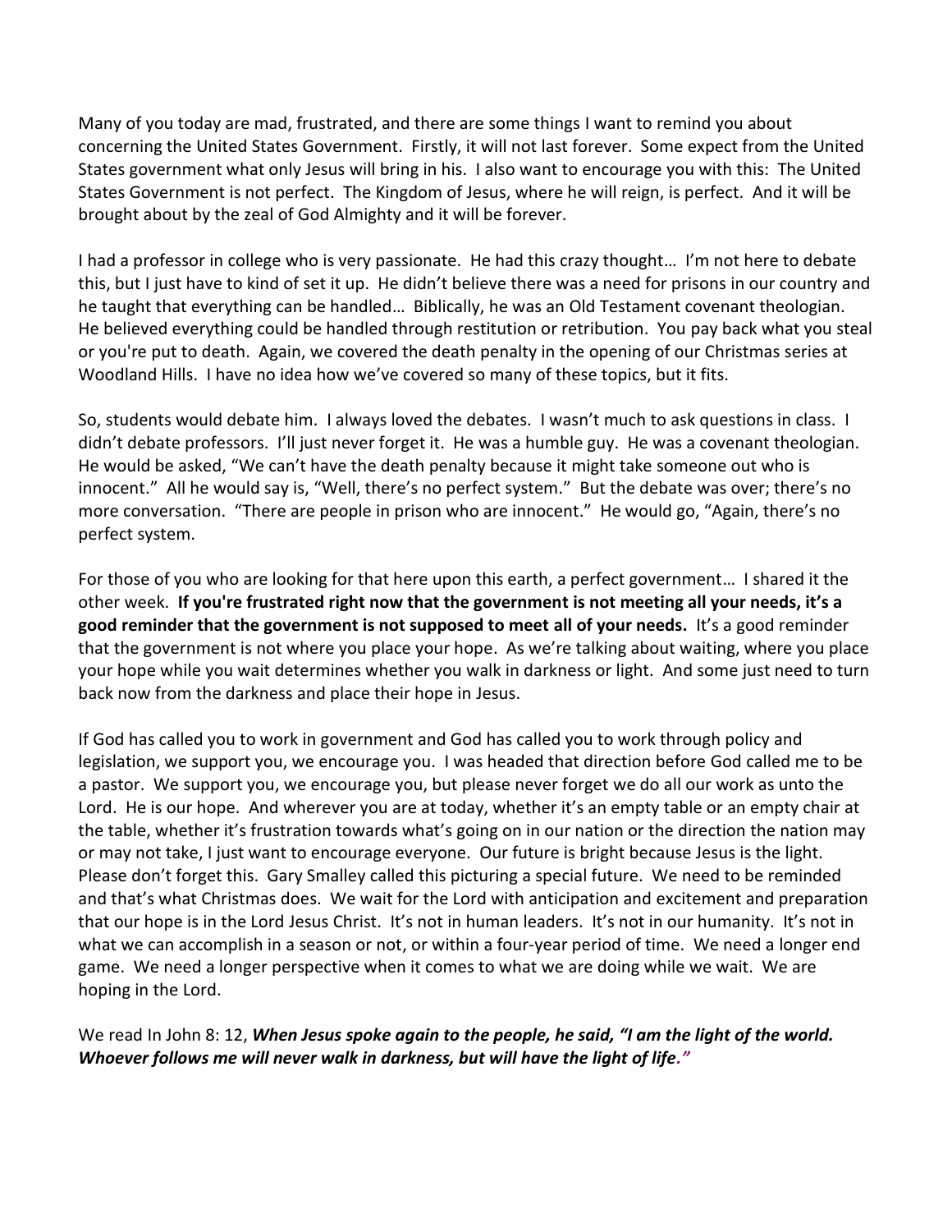Many of you today are mad, frustrated, and there are some things I want to remind you about concerning the United States Government. Firstly, it will not last forever. Some expect from the United States government what only Jesus will bring in his. I also want to encourage you with this: The United States Government is not perfect. The Kingdom of Jesus, where he will reign, is perfect. And it will be brought about by the zeal of God Almighty and it will be forever.

I had a professor in college who is very passionate. He had this crazy thought… I'm not here to debate this, but I just have to kind of set it up. He didn't believe there was a need for prisons in our country and he taught that everything can be handled… Biblically, he was an Old Testament covenant theologian. He believed everything could be handled through restitution or retribution. You pay back what you steal or you're put to death. Again, we covered the death penalty in the opening of our Christmas series at Woodland Hills. I have no idea how we've covered so many of these topics, but it fits.

So, students would debate him. I always loved the debates. I wasn't much to ask questions in class. I didn't debate professors. I'll just never forget it. He was a humble guy. He was a covenant theologian. He would be asked, "We can't have the death penalty because it might take someone out who is innocent." All he would say is, "Well, there's no perfect system." But the debate was over; there's no more conversation. "There are people in prison who are innocent." He would go, "Again, there's no perfect system.

For those of you who are looking for that here upon this earth, a perfect government… I shared it the other week. **If you're frustrated right now that the government is not meeting all your needs, it's a good reminder that the government is not supposed to meet all of your needs.** It's a good reminder that the government is not where you place your hope. As we're talking about waiting, where you place your hope while you wait determines whether you walk in darkness or light. And some just need to turn back now from the darkness and place their hope in Jesus.

If God has called you to work in government and God has called you to work through policy and legislation, we support you, we encourage you. I was headed that direction before God called me to be a pastor. We support you, we encourage you, but please never forget we do all our work as unto the Lord. He is our hope. And wherever you are at today, whether it's an empty table or an empty chair at the table, whether it's frustration towards what's going on in our nation or the direction the nation may or may not take, I just want to encourage everyone. Our future is bright because Jesus is the light. Please don't forget this. Gary Smalley called this picturing a special future. We need to be reminded and that's what Christmas does. We wait for the Lord with anticipation and excitement and preparation that our hope is in the Lord Jesus Christ. It's not in human leaders. It's not in our humanity. It's not in what we can accomplish in a season or not, or within a four-year period of time. We need a longer end game. We need a longer perspective when it comes to what we are doing while we wait. We are hoping in the Lord.

We read In John 8: 12, ***When Jesus spoke again to the people, he said, "I am the light of the world. Whoever follows me will never walk in darkness, but will have the light of life."***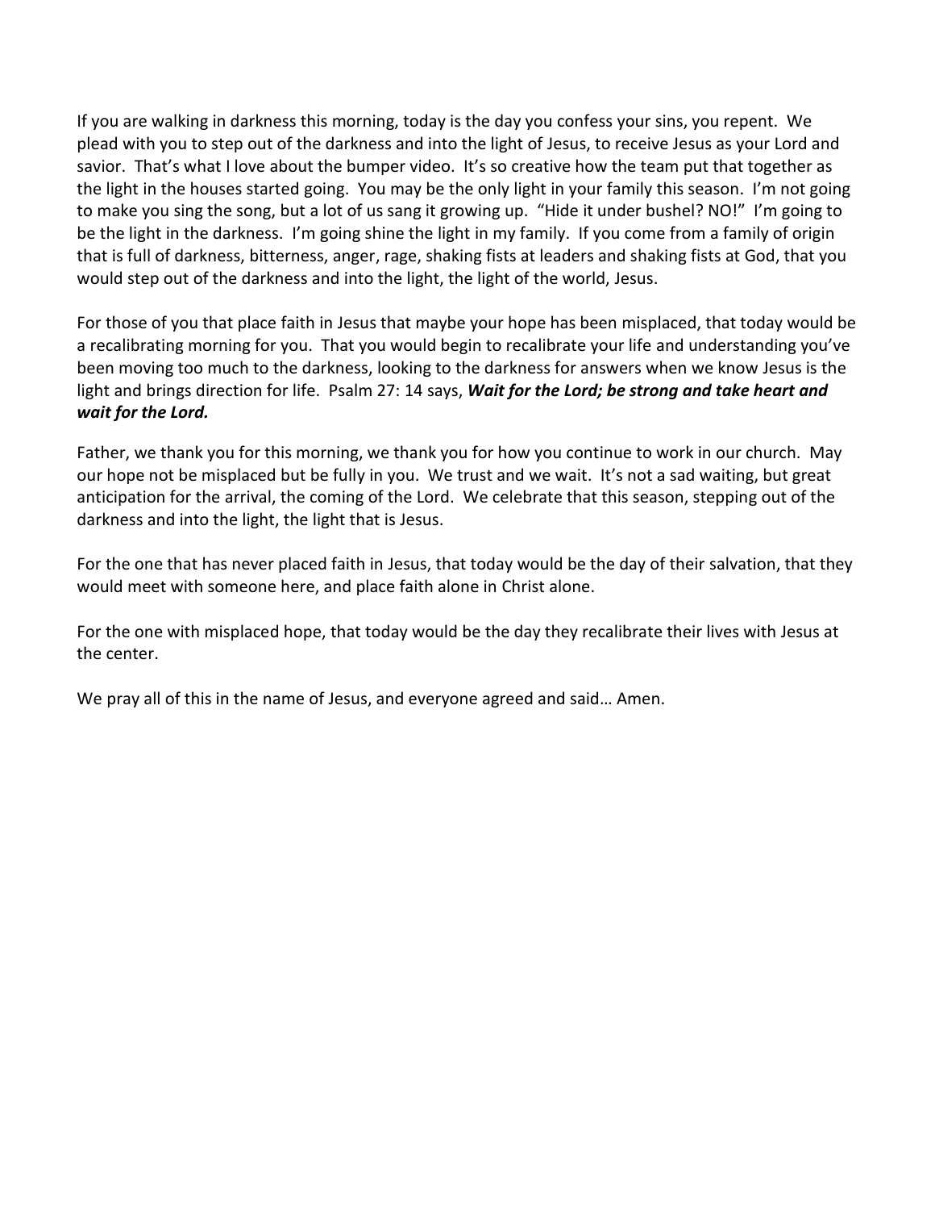If you are walking in darkness this morning, today is the day you confess your sins, you repent. We plead with you to step out of the darkness and into the light of Jesus, to receive Jesus as your Lord and savior. That's what I love about the bumper video. It's so creative how the team put that together as the light in the houses started going. You may be the only light in your family this season. I'm not going to make you sing the song, but a lot of us sang it growing up. "Hide it under bushel? NO!" I'm going to be the light in the darkness. I'm going shine the light in my family. If you come from a family of origin that is full of darkness, bitterness, anger, rage, shaking fists at leaders and shaking fists at God, that you would step out of the darkness and into the light, the light of the world, Jesus.

For those of you that place faith in Jesus that maybe your hope has been misplaced, that today would be a recalibrating morning for you. That you would begin to recalibrate your life and understanding you've been moving too much to the darkness, looking to the darkness for answers when we know Jesus is the light and brings direction for life. Psalm 27: 14 says, ***Wait for the Lord; be strong and take heart and wait for the Lord.***

Father, we thank you for this morning, we thank you for how you continue to work in our church. May our hope not be misplaced but be fully in you. We trust and we wait. It's not a sad waiting, but great anticipation for the arrival, the coming of the Lord. We celebrate that this season, stepping out of the darkness and into the light, the light that is Jesus.

For the one that has never placed faith in Jesus, that today would be the day of their salvation, that they would meet with someone here, and place faith alone in Christ alone.

For the one with misplaced hope, that today would be the day they recalibrate their lives with Jesus at the center.

We pray all of this in the name of Jesus, and everyone agreed and said… Amen.